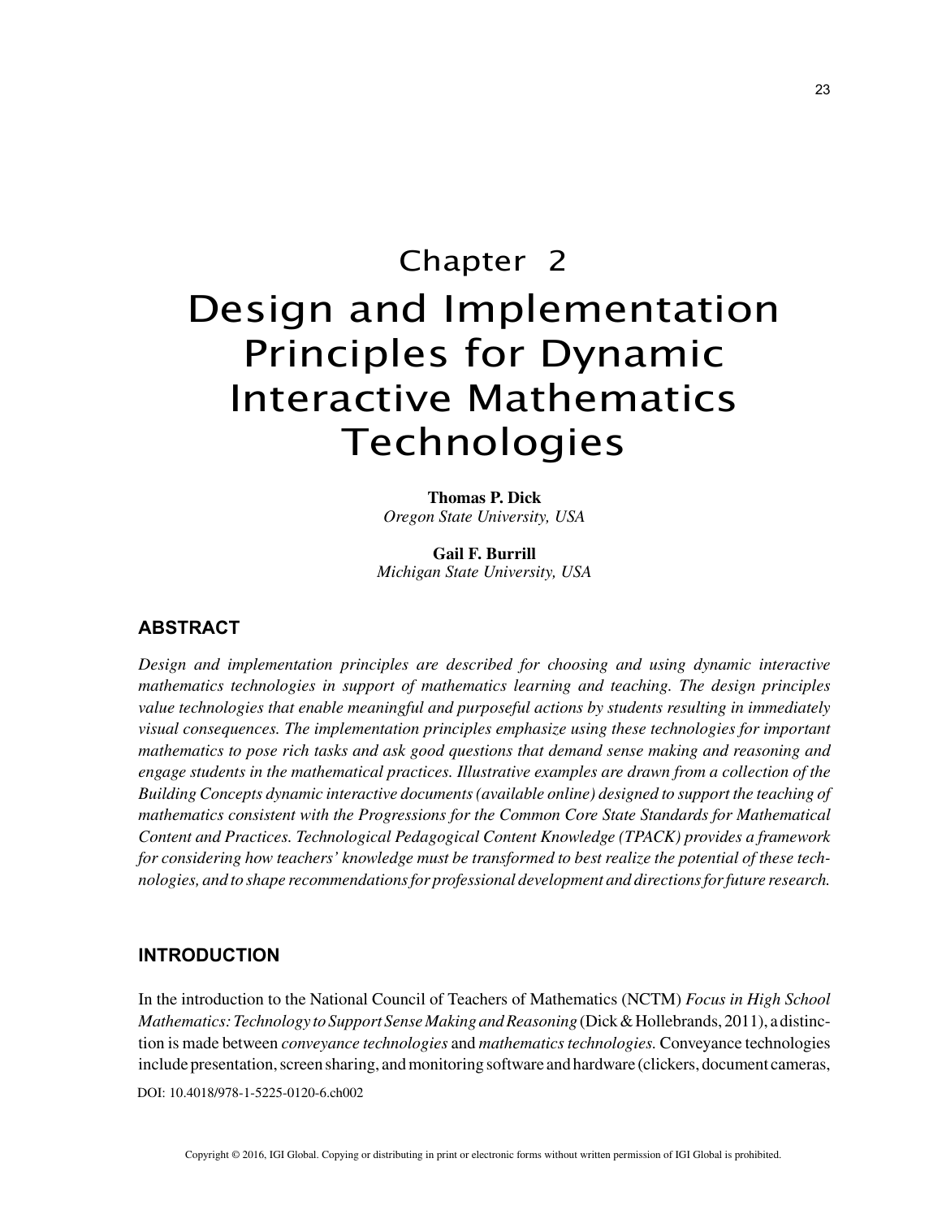# Chapter 2

# Design and Implementation Principles for Dynamic Interactive Mathematics Technologies

**Thomas P. Dick**
*Oregon State University, USA*

**Gail F. Burrill**
*Michigan State University, USA*

## ABSTRACT

*Design and implementation principles are described for choosing and using dynamic interactive mathematics technologies in support of mathematics learning and teaching. The design principles value technologies that enable meaningful and purposeful actions by students resulting in immediately visual consequences. The implementation principles emphasize using these technologies for important mathematics to pose rich tasks and ask good questions that demand sense making and reasoning and engage students in the mathematical practices. Illustrative examples are drawn from a collection of the Building Concepts dynamic interactive documents (available online) designed to support the teaching of mathematics consistent with the Progressions for the Common Core State Standards for Mathematical Content and Practices. Technological Pedagogical Content Knowledge (TPACK) provides a framework for considering how teachers' knowledge must be transformed to best realize the potential of these technologies, and to shape recommendations for professional development and directions for future research.*

## INTRODUCTION

In the introduction to the National Council of Teachers of Mathematics (NCTM) *Focus in High School Mathematics: Technology to Support Sense Making and Reasoning* (Dick & Hollebrands, 2011), a distinction is made between *conveyance technologies* and *mathematics technologies.* Conveyance technologies include presentation, screen sharing, and monitoring software and hardware (clickers, document cameras,

DOI: 10.4018/978-1-5225-0120-6.ch002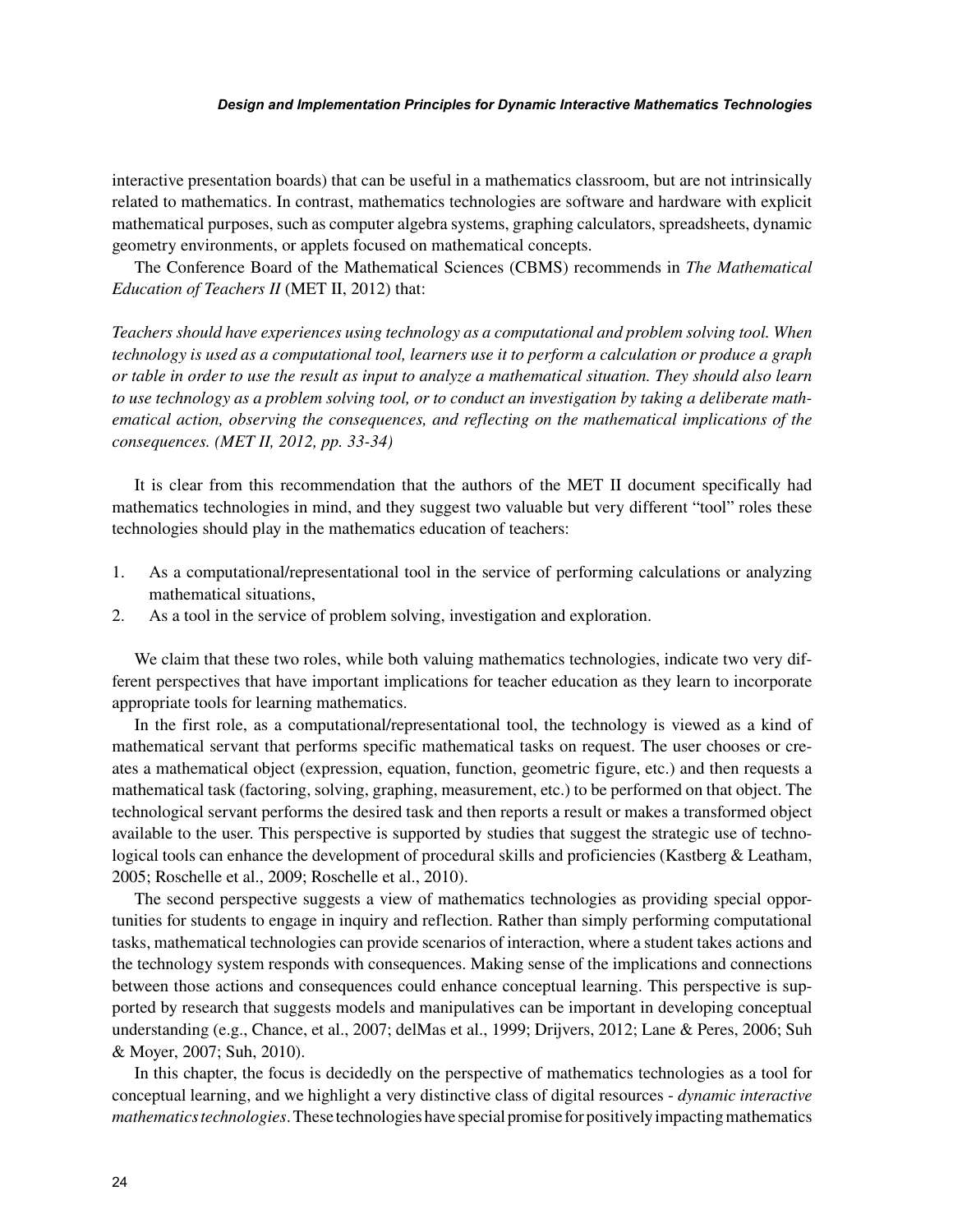interactive presentation boards) that can be useful in a mathematics classroom, but are not intrinsically related to mathematics. In contrast, mathematics technologies are software and hardware with explicit mathematical purposes, such as computer algebra systems, graphing calculators, spreadsheets, dynamic geometry environments, or applets focused on mathematical concepts.

The Conference Board of the Mathematical Sciences (CBMS) recommends in *The Mathematical Education of Teachers II* (MET II, 2012) that:

*Teachers should have experiences using technology as a computational and problem solving tool. When technology is used as a computational tool, learners use it to perform a calculation or produce a graph or table in order to use the result as input to analyze a mathematical situation. They should also learn to use technology as a problem solving tool, or to conduct an investigation by taking a deliberate mathematical action, observing the consequences, and reflecting on the mathematical implications of the consequences. (MET II, 2012, pp. 33-34)*

It is clear from this recommendation that the authors of the MET II document specifically had mathematics technologies in mind, and they suggest two valuable but very different "tool" roles these technologies should play in the mathematics education of teachers:

1. As a computational/representational tool in the service of performing calculations or analyzing mathematical situations,
2. As a tool in the service of problem solving, investigation and exploration.

We claim that these two roles, while both valuing mathematics technologies, indicate two very different perspectives that have important implications for teacher education as they learn to incorporate appropriate tools for learning mathematics.

In the first role, as a computational/representational tool, the technology is viewed as a kind of mathematical servant that performs specific mathematical tasks on request. The user chooses or creates a mathematical object (expression, equation, function, geometric figure, etc.) and then requests a mathematical task (factoring, solving, graphing, measurement, etc.) to be performed on that object. The technological servant performs the desired task and then reports a result or makes a transformed object available to the user. This perspective is supported by studies that suggest the strategic use of technological tools can enhance the development of procedural skills and proficiencies (Kastberg & Leatham, 2005; Roschelle et al., 2009; Roschelle et al., 2010).

The second perspective suggests a view of mathematics technologies as providing special opportunities for students to engage in inquiry and reflection. Rather than simply performing computational tasks, mathematical technologies can provide scenarios of interaction, where a student takes actions and the technology system responds with consequences. Making sense of the implications and connections between those actions and consequences could enhance conceptual learning. This perspective is supported by research that suggests models and manipulatives can be important in developing conceptual understanding (e.g., Chance, et al., 2007; delMas et al., 1999; Drijvers, 2012; Lane & Peres, 2006; Suh & Moyer, 2007; Suh, 2010).

In this chapter, the focus is decidedly on the perspective of mathematics technologies as a tool for conceptual learning, and we highlight a very distinctive class of digital resources - *dynamic interactive mathematics technologies*. These technologies have special promise for positively impacting mathematics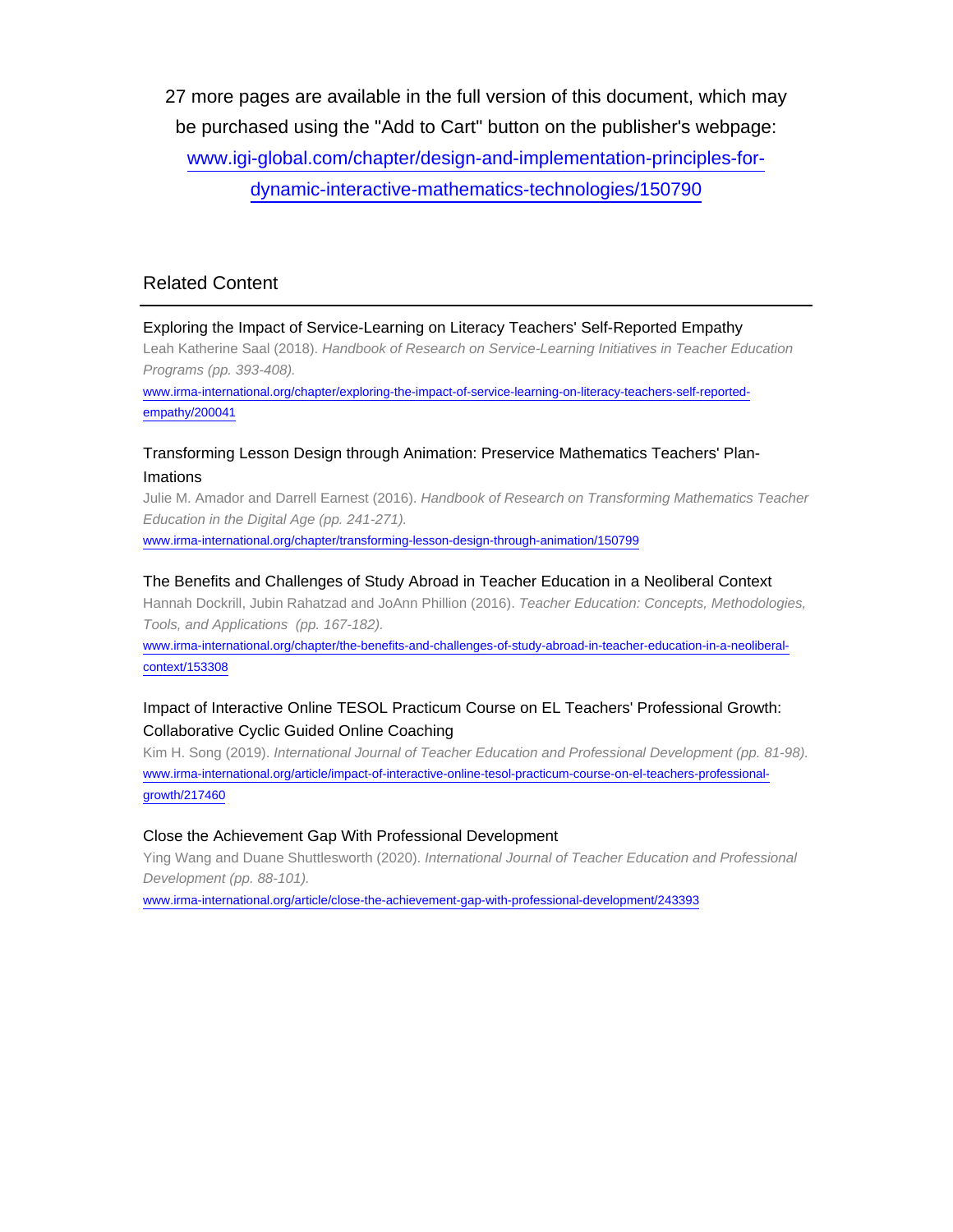27 more pages are available in the full version of this document, which may be purchased using the "Add to Cart" button on the publisher's webpage: [www.igi-global.com/chapter/design-and-implementation-principles-for-dynamic-interactive-mathematics-technologies/150790](www.igi-global.com/chapter/design-and-implementation-principles-for-dynamic-interactive-mathematics-technologies/150790)

## Related Content

Exploring the Impact of Service-Learning on Literacy Teachers' Self-Reported Empathy
Leah Katherine Saal (2018). *Handbook of Research on Service-Learning Initiatives in Teacher Education Programs (pp. 393-408).*
[www.irma-international.org/chapter/exploring-the-impact-of-service-learning-on-literacy-teachers-self-reported-empathy/200041](www.irma-international.org/chapter/exploring-the-impact-of-service-learning-on-literacy-teachers-self-reported-empathy/200041)

Transforming Lesson Design through Animation: Preservice Mathematics Teachers' Plan-Imations
Julie M. Amador and Darrell Earnest (2016). *Handbook of Research on Transforming Mathematics Teacher Education in the Digital Age (pp. 241-271).*
[www.irma-international.org/chapter/transforming-lesson-design-through-animation/150799](www.irma-international.org/chapter/transforming-lesson-design-through-animation/150799)

The Benefits and Challenges of Study Abroad in Teacher Education in a Neoliberal Context
Hannah Dockrill, Jubin Rahatzad and JoAnn Phillion (2016). *Teacher Education: Concepts, Methodologies, Tools, and Applications (pp. 167-182).*
[www.irma-international.org/chapter/the-benefits-and-challenges-of-study-abroad-in-teacher-education-in-a-neoliberal-context/153308](www.irma-international.org/chapter/the-benefits-and-challenges-of-study-abroad-in-teacher-education-in-a-neoliberal-context/153308)

Impact of Interactive Online TESOL Practicum Course on EL Teachers' Professional Growth: Collaborative Cyclic Guided Online Coaching
Kim H. Song (2019). *International Journal of Teacher Education and Professional Development (pp. 81-98).*
[www.irma-international.org/article/impact-of-interactive-online-tesol-practicum-course-on-el-teachers-professional-growth/217460](www.irma-international.org/article/impact-of-interactive-online-tesol-practicum-course-on-el-teachers-professional-growth/217460)

Close the Achievement Gap With Professional Development
Ying Wang and Duane Shuttlesworth (2020). *International Journal of Teacher Education and Professional Development (pp. 88-101).*
[www.irma-international.org/article/close-the-achievement-gap-with-professional-development/243393](www.irma-international.org/article/close-the-achievement-gap-with-professional-development/243393)